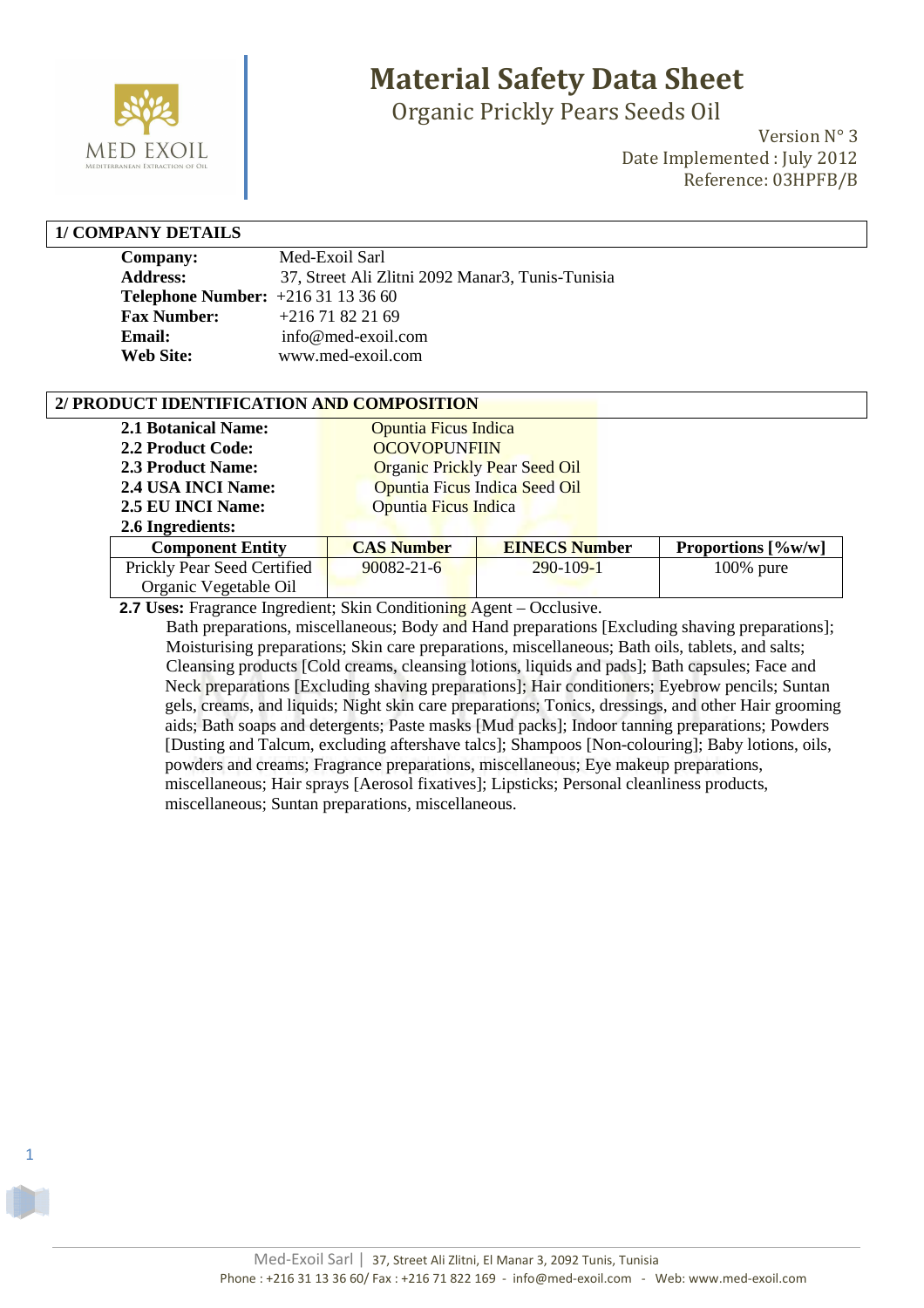# Material Safety Data Sheet

## Organic Prickly Pears Seeds Oil

Version N° 3
Date Implemented : July 2012
Reference: 03HPFB/B

## 1/ COMPANY DETAILS

**Company:** Med-Exoil Sarl
**Address:** 37, Street Ali Zlitni 2092 Manar3, Tunis-Tunisia
**Telephone Number:** +216 31 13 36 60
**Fax Number:** +216 71 82 21 69
**Email:** info@med-exoil.com
**Web Site:** www.med-exoil.com

## 2/ PRODUCT IDENTIFICATION AND COMPOSITION

**2.1 Botanical Name:** Opuntia Ficus Indica
**2.2 Product Code:** OCOVOPUNFIIN
**2.3 Product Name:** Organic Prickly Pear Seed Oil
**2.4 USA INCI Name:** Opuntia Ficus Indica Seed Oil
**2.5 EU INCI Name:** Opuntia Ficus Indica
**2.6 Ingredients:**

| Component Entity | CAS Number | EINECS Number | Proportions [%w/w] |
|---|---|---|---|
| Prickly Pear Seed Certified Organic Vegetable Oil | 90082-21-6 | 290-109-1 | 100% pure |

**2.7 Uses:** Fragrance Ingredient; Skin Conditioning Agent – Occlusive.
Bath preparations, miscellaneous; Body and Hand preparations [Excluding shaving preparations]; Moisturising preparations; Skin care preparations, miscellaneous; Bath oils, tablets, and salts; Cleansing products [Cold creams, cleansing lotions, liquids and pads]; Bath capsules; Face and Neck preparations [Excluding shaving preparations]; Hair conditioners; Eyebrow pencils; Suntan gels, creams, and liquids; Night skin care preparations; Tonics, dressings, and other Hair grooming aids; Bath soaps and detergents; Paste masks [Mud packs]; Indoor tanning preparations; Powders [Dusting and Talcum, excluding aftershave talcs]; Shampoos [Non-colouring]; Baby lotions, oils, powders and creams; Fragrance preparations, miscellaneous; Eye makeup preparations, miscellaneous; Hair sprays [Aerosol fixatives]; Lipsticks; Personal cleanliness products, miscellaneous; Suntan preparations, miscellaneous.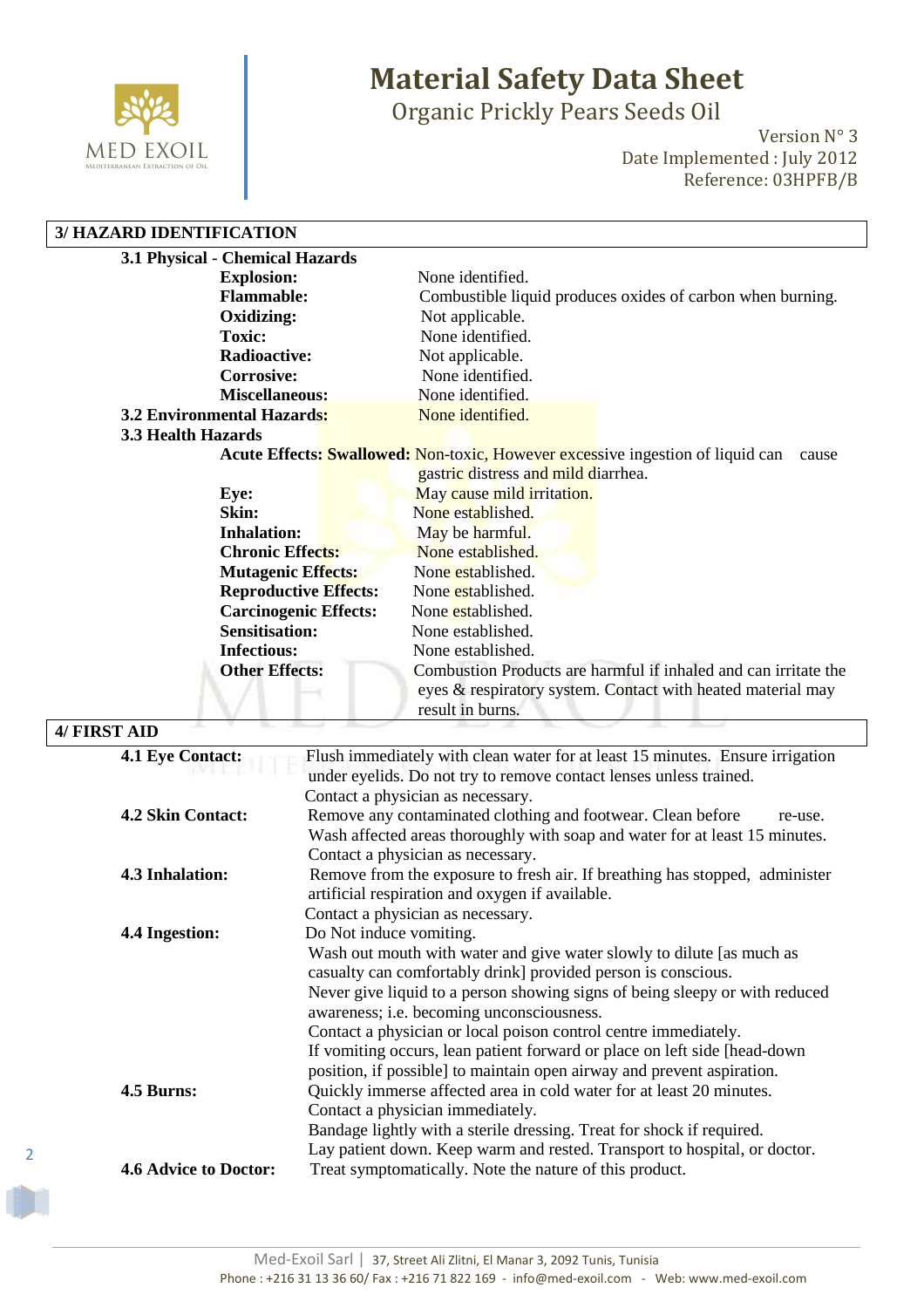## 3/ HAZARD IDENTIFICATION

### 3.1 Physical - Chemical Hazards

| | |
|---|---|
| **Explosion:** | None identified. |
| **Flammable:** | Combustible liquid produces oxides of carbon when burning. |
| **Oxidizing:** | Not applicable. |
| **Toxic:** | None identified. |
| **Radioactive:** | Not applicable. |
| **Corrosive:** | None identified. |
| **Miscellaneous:** | None identified. |

### 3.2 Environmental Hazards: None identified.

### 3.3 Health Hazards

| | |
|---|---|
| **Acute Effects: Swallowed:** | Non-toxic, However excessive ingestion of liquid can cause gastric distress and mild diarrhea. |
| **Eye:** | May cause mild irritation. |
| **Skin:** | None established. |
| **Inhalation:** | May be harmful. |
| **Chronic Effects:** | None established. |
| **Mutagenic Effects:** | None established. |
| **Reproductive Effects:** | None established. |
| **Carcinogenic Effects:** | None established. |
| **Sensitisation:** | None established. |
| **Infectious:** | None established. |
| **Other Effects:** | Combustion Products are harmful if inhaled and can irritate the eyes & respiratory system. Contact with heated material may result in burns. |

## 4/ FIRST AID

**4.1 Eye Contact:** Flush immediately with clean water for at least 15 minutes. Ensure irrigation under eyelids. Do not try to remove contact lenses unless trained.
Contact a physician as necessary.

**4.2 Skin Contact:** Remove any contaminated clothing and footwear. Clean before re-use. Wash affected areas thoroughly with soap and water for at least 15 minutes.
Contact a physician as necessary.

**4.3 Inhalation:** Remove from the exposure to fresh air. If breathing has stopped, administer artificial respiration and oxygen if available.
Contact a physician as necessary.

**4.4 Ingestion:** Do Not induce vomiting.
Wash out mouth with water and give water slowly to dilute [as much as casualty can comfortably drink] provided person is conscious.
Never give liquid to a person showing signs of being sleepy or with reduced awareness; i.e. becoming unconsciousness.
Contact a physician or local poison control centre immediately.
If vomiting occurs, lean patient forward or place on left side [head-down position, if possible] to maintain open airway and prevent aspiration.

**4.5 Burns:** Quickly immerse affected area in cold water for at least 20 minutes.
Contact a physician immediately.
Bandage lightly with a sterile dressing. Treat for shock if required.
Lay patient down. Keep warm and rested. Transport to hospital, or doctor.

**4.6 Advice to Doctor:** Treat symptomatically. Note the nature of this product.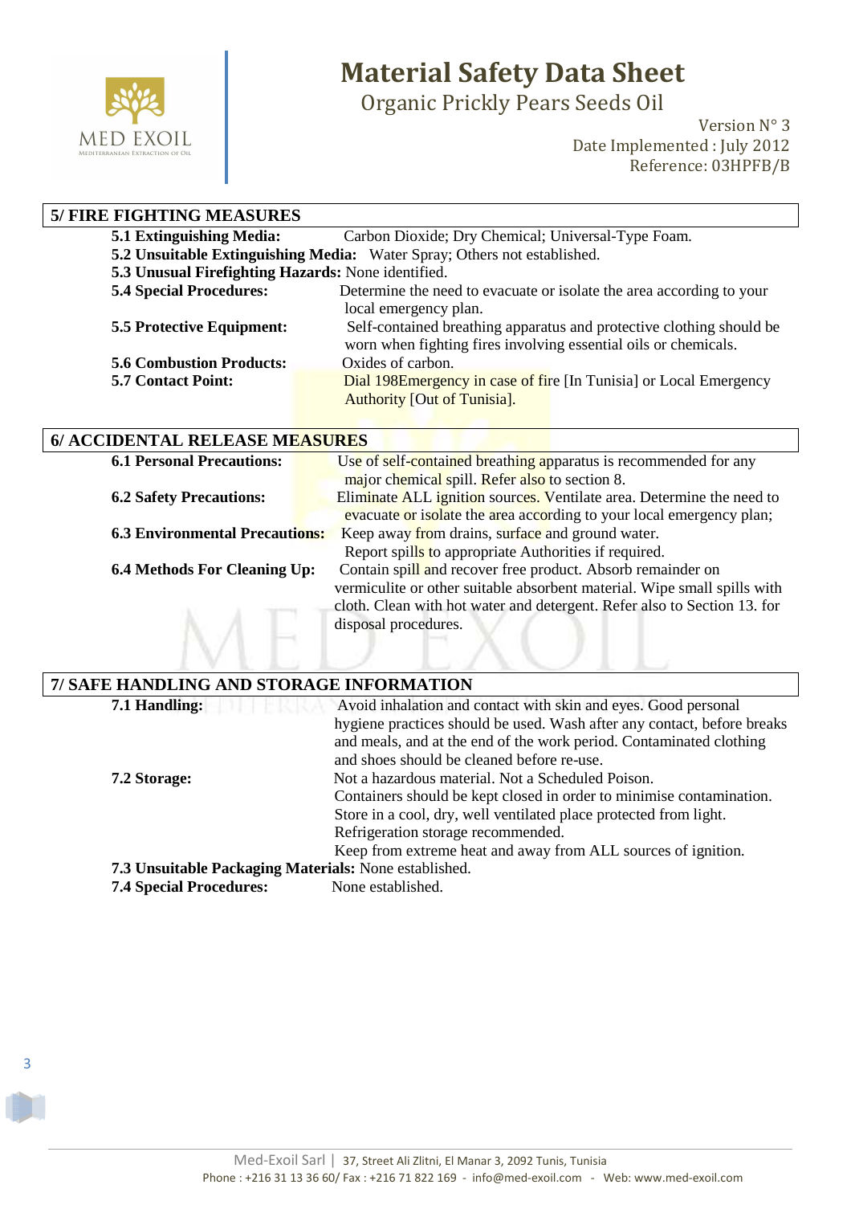## 5/ FIRE FIGHTING MEASURES

**5.1 Extinguishing Media:** Carbon Dioxide; Dry Chemical; Universal-Type Foam.

**5.2 Unsuitable Extinguishing Media:** Water Spray; Others not established.

**5.3 Unusual Firefighting Hazards:** None identified.

**5.4 Special Procedures:** Determine the need to evacuate or isolate the area according to your local emergency plan.

**5.5 Protective Equipment:** Self-contained breathing apparatus and protective clothing should be worn when fighting fires involving essential oils or chemicals.

**5.6 Combustion Products:** Oxides of carbon.

**5.7 Contact Point:** Dial 198Emergency in case of fire [In Tunisia] or Local Emergency Authority [Out of Tunisia].

## 6/ ACCIDENTAL RELEASE MEASURES

**6.1 Personal Precautions:** Use of self-contained breathing apparatus is recommended for any major chemical spill. Refer also to section 8.

**6.2 Safety Precautions:** Eliminate ALL ignition sources. Ventilate area. Determine the need to evacuate or isolate the area according to your local emergency plan;

**6.3 Environmental Precautions:** Keep away from drains, surface and ground water. Report spills to appropriate Authorities if required.

**6.4 Methods For Cleaning Up:** Contain spill and recover free product. Absorb remainder on vermiculite or other suitable absorbent material. Wipe small spills with cloth. Clean with hot water and detergent. Refer also to Section 13. for disposal procedures.

## 7/ SAFE HANDLING AND STORAGE INFORMATION

**7.1 Handling:** Avoid inhalation and contact with skin and eyes. Good personal hygiene practices should be used. Wash after any contact, before breaks and meals, and at the end of the work period. Contaminated clothing and shoes should be cleaned before re-use.

**7.2 Storage:** Not a hazardous material. Not a Scheduled Poison.
Containers should be kept closed in order to minimise contamination.
Store in a cool, dry, well ventilated place protected from light.
Refrigeration storage recommended.
Keep from extreme heat and away from ALL sources of ignition.

**7.3 Unsuitable Packaging Materials:** None established.

**7.4 Special Procedures:** None established.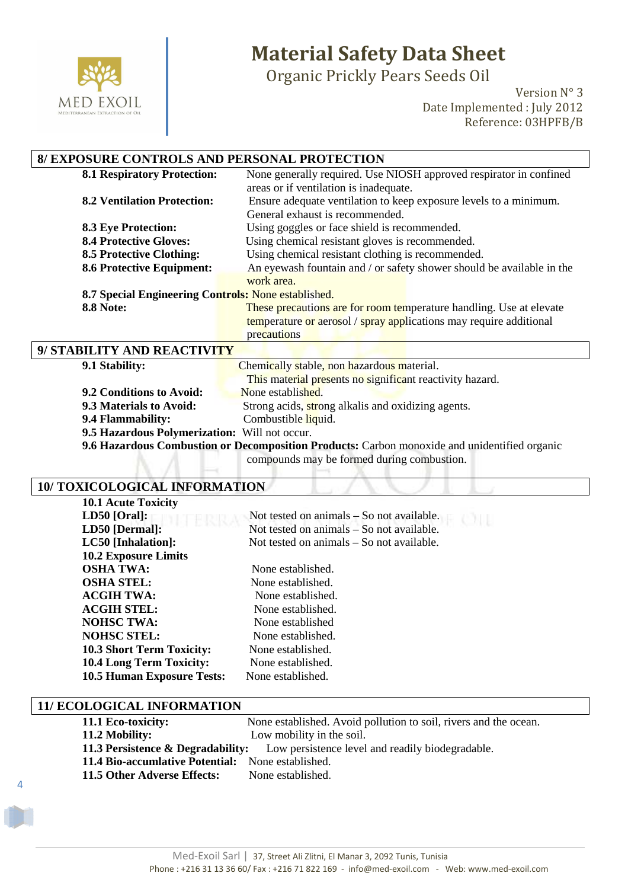## 8/ EXPOSURE CONTROLS AND PERSONAL PROTECTION

**8.1 Respiratory Protection:** None generally required. Use NIOSH approved respirator in confined areas or if ventilation is inadequate.

**8.2 Ventilation Protection:** Ensure adequate ventilation to keep exposure levels to a minimum. General exhaust is recommended.

**8.3 Eye Protection:** Using goggles or face shield is recommended.

**8.4 Protective Gloves:** Using chemical resistant gloves is recommended.

**8.5 Protective Clothing:** Using chemical resistant clothing is recommended.

**8.6 Protective Equipment:** An eyewash fountain and / or safety shower should be available in the work area.

**8.7 Special Engineering Controls:** None established.

**8.8 Note:** These precautions are for room temperature handling. Use at elevate temperature or aerosol / spray applications may require additional precautions

## 9/ STABILITY AND REACTIVITY

**9.1 Stability:** Chemically stable, non hazardous material. This material presents no significant reactivity hazard.

**9.2 Conditions to Avoid:** None established.

**9.3 Materials to Avoid:** Strong acids, strong alkalis and oxidizing agents.

**9.4 Flammability:** Combustible liquid.

**9.5 Hazardous Polymerization:** Will not occur.

**9.6 Hazardous Combustion or Decomposition Products:** Carbon monoxide and unidentified organic compounds may be formed during combustion.

## 10/ TOXICOLOGICAL INFORMATION

**10.1 Acute Toxicity**

**LD50 [Oral]:** Not tested on animals – So not available.

**LD50 [Dermal]:** Not tested on animals – So not available.

**LC50 [Inhalation]:** Not tested on animals – So not available.

**10.2 Exposure Limits**

**OSHA TWA:** None established.

**OSHA STEL:** None established.

**ACGIH TWA:** None established.

**ACGIH STEL:** None established.

**NOHSC TWA:** None established

**NOHSC STEL:** None established.

**10.3 Short Term Toxicity:** None established.

**10.4 Long Term Toxicity:** None established.

**10.5 Human Exposure Tests:** None established.

## 11/ ECOLOGICAL INFORMATION

**11.1 Eco-toxicity:** None established. Avoid pollution to soil, rivers and the ocean.

**11.2 Mobility:** Low mobility in the soil.

**11.3 Persistence & Degradability:** Low persistence level and readily biodegradable.

**11.4 Bio-accumlative Potential:** None established.

**11.5 Other Adverse Effects:** None established.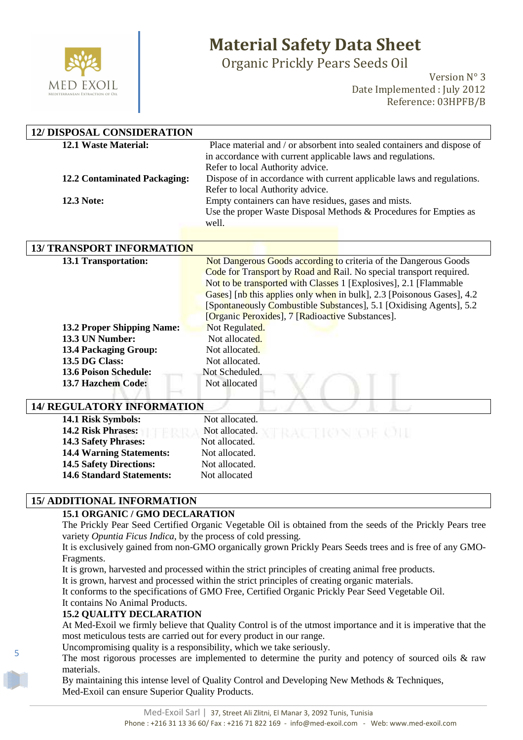## 12/ DISPOSAL CONSIDERATION

| | |
|---|---|
| **12.1 Waste Material:** | Place material and / or absorbent into sealed containers and dispose of in accordance with current applicable laws and regulations. Refer to local Authority advice. |
| **12.2 Contaminated Packaging:** | Dispose of in accordance with current applicable laws and regulations. Refer to local Authority advice. |
| **12.3 Note:** | Empty containers can have residues, gases and mists. Use the proper Waste Disposal Methods & Procedures for Empties as well. |

## 13/ TRANSPORT INFORMATION

| | |
|---|---|
| **13.1 Transportation:** | Not Dangerous Goods according to criteria of the Dangerous Goods Code for Transport by Road and Rail. No special transport required. Not to be transported with Classes 1 [Explosives], 2.1 [Flammable Gases] [nb this applies only when in bulk], 2.3 [Poisonous Gases], 4.2 [Spontaneously Combustible Substances], 5.1 [Oxidising Agents], 5.2 [Organic Peroxides], 7 [Radioactive Substances]. |
| **13.2 Proper Shipping Name:** | Not Regulated. |
| **13.3 UN Number:** | Not allocated. |
| **13.4 Packaging Group:** | Not allocated. |
| **13.5 DG Class:** | Not allocated. |
| **13.6 Poison Schedule:** | Not Scheduled. |
| **13.7 Hazchem Code:** | Not allocated |

## 14/ REGULATORY INFORMATION

| | |
|---|---|
| **14.1 Risk Symbols:** | Not allocated. |
| **14.2 Risk Phrases:** | Not allocated. |
| **14.3 Safety Phrases:** | Not allocated. |
| **14.4 Warning Statements:** | Not allocated. |
| **14.5 Safety Directions:** | Not allocated. |
| **14.6 Standard Statements:** | Not allocated |

## 15/ ADDITIONAL INFORMATION

### 15.1 ORGANIC / GMO DECLARATION

The Prickly Pear Seed Certified Organic Vegetable Oil is obtained from the seeds of the Prickly Pears tree variety *Opuntia Ficus Indica*, by the process of cold pressing.

It is exclusively gained from non-GMO organically grown Prickly Pears Seeds trees and is free of any GMO-Fragments.

It is grown, harvested and processed within the strict principles of creating animal free products.

It is grown, harvest and processed within the strict principles of creating organic materials.

It conforms to the specifications of GMO Free, Certified Organic Prickly Pear Seed Vegetable Oil.

It contains No Animal Products.

### 15.2 QUALITY DECLARATION

At Med-Exoil we firmly believe that Quality Control is of the utmost importance and it is imperative that the most meticulous tests are carried out for every product in our range.

Uncompromising quality is a responsibility, which we take seriously.

The most rigorous processes are implemented to determine the purity and potency of sourced oils & raw materials.

By maintaining this intense level of Quality Control and Developing New Methods & Techniques, Med-Exoil can ensure Superior Quality Products.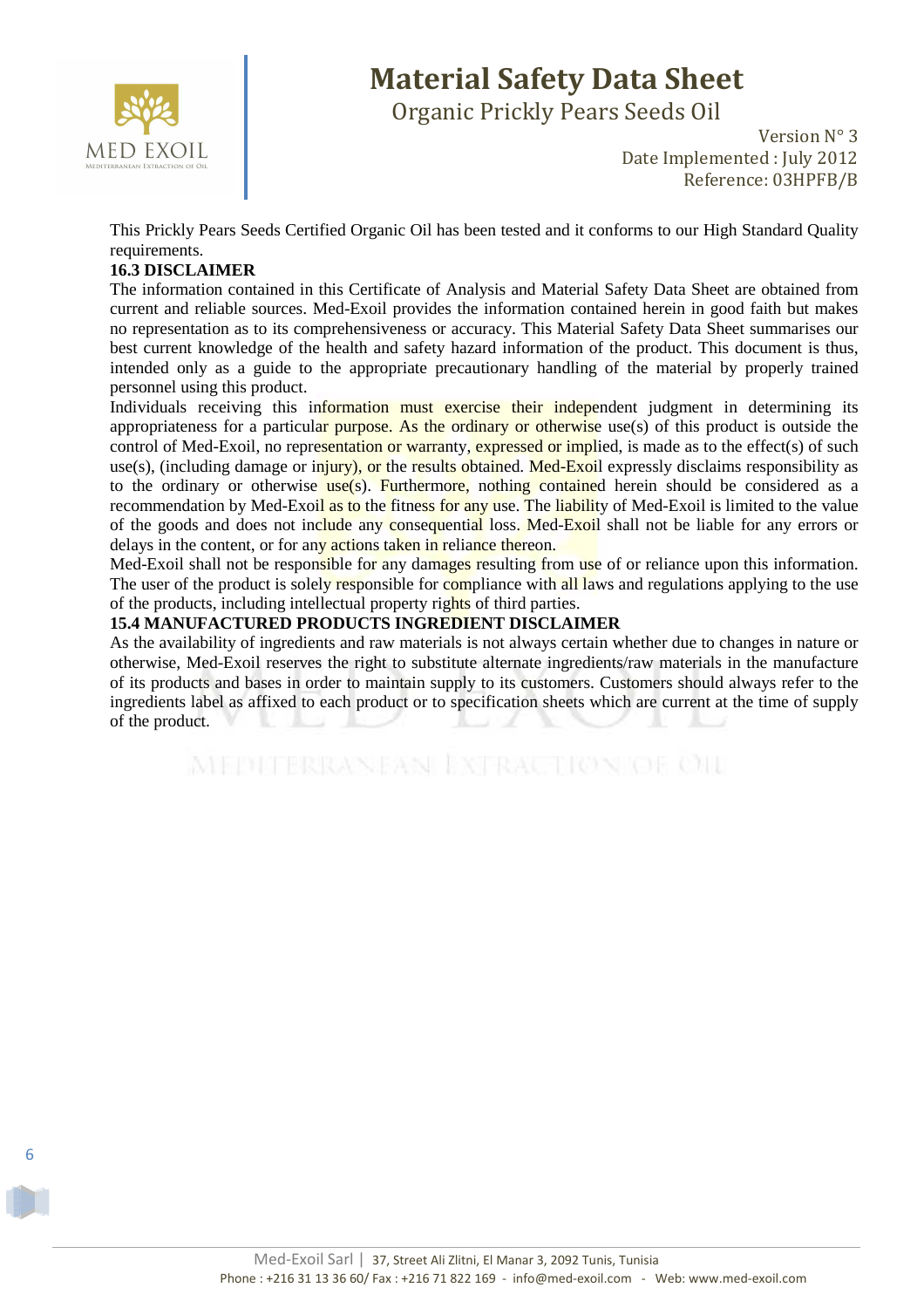This Prickly Pears Seeds Certified Organic Oil has been tested and it conforms to our High Standard Quality requirements.

**16.3 DISCLAIMER**

The information contained in this Certificate of Analysis and Material Safety Data Sheet are obtained from current and reliable sources. Med-Exoil provides the information contained herein in good faith but makes no representation as to its comprehensiveness or accuracy. This Material Safety Data Sheet summarises our best current knowledge of the health and safety hazard information of the product. This document is thus, intended only as a guide to the appropriate precautionary handling of the material by properly trained personnel using this product.

Individuals receiving this information must exercise their independent judgment in determining its appropriateness for a particular purpose. As the ordinary or otherwise use(s) of this product is outside the control of Med-Exoil, no representation or warranty, expressed or implied, is made as to the effect(s) of such use(s), (including damage or injury), or the results obtained. Med-Exoil expressly disclaims responsibility as to the ordinary or otherwise use(s). Furthermore, nothing contained herein should be considered as a recommendation by Med-Exoil as to the fitness for any use. The liability of Med-Exoil is limited to the value of the goods and does not include any consequential loss. Med-Exoil shall not be liable for any errors or delays in the content, or for any actions taken in reliance thereon.

Med-Exoil shall not be responsible for any damages resulting from use of or reliance upon this information. The user of the product is solely responsible for compliance with all laws and regulations applying to the use of the products, including intellectual property rights of third parties.

**15.4 MANUFACTURED PRODUCTS INGREDIENT DISCLAIMER**

As the availability of ingredients and raw materials is not always certain whether due to changes in nature or otherwise, Med-Exoil reserves the right to substitute alternate ingredients/raw materials in the manufacture of its products and bases in order to maintain supply to its customers. Customers should always refer to the ingredients label as affixed to each product or to specification sheets which are current at the time of supply of the product.